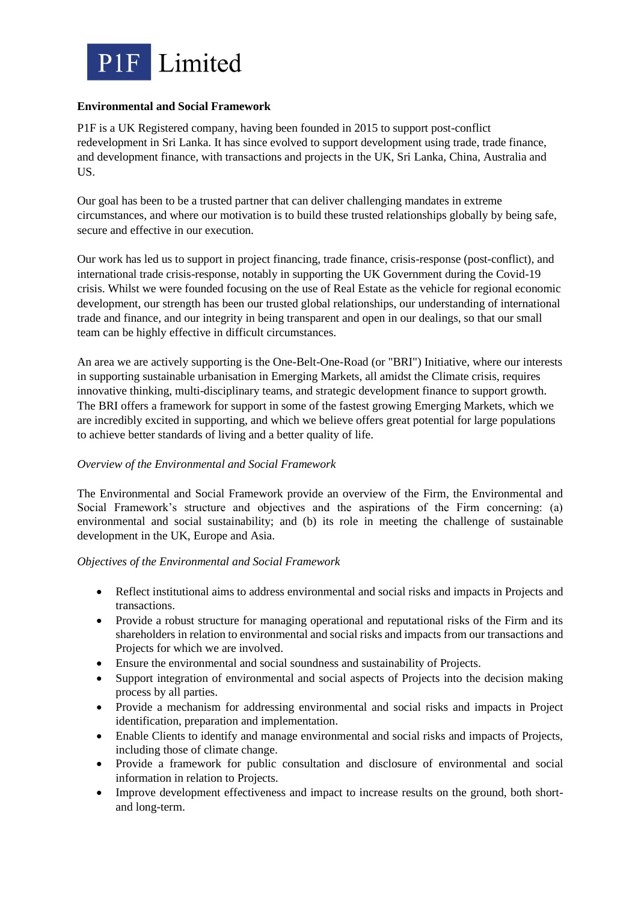# P1F Limited

**Environmental and Social Framework**

P1F is a UK Registered company, having been founded in 2015 to support post-conflict redevelopment in Sri Lanka. It has since evolved to support development using trade, trade finance, and development finance, with transactions and projects in the UK, Sri Lanka, China, Australia and US.

Our goal has been to be a trusted partner that can deliver challenging mandates in extreme circumstances, and where our motivation is to build these trusted relationships globally by being safe, secure and effective in our execution.

Our work has led us to support in project financing, trade finance, crisis-response (post-conflict), and international trade crisis-response, notably in supporting the UK Government during the Covid-19 crisis. Whilst we were founded focusing on the use of Real Estate as the vehicle for regional economic development, our strength has been our trusted global relationships, our understanding of international trade and finance, and our integrity in being transparent and open in our dealings, so that our small team can be highly effective in difficult circumstances.

An area we are actively supporting is the One-Belt-One-Road (or "BRI") Initiative, where our interests in supporting sustainable urbanisation in Emerging Markets, all amidst the Climate crisis, requires innovative thinking, multi-disciplinary teams, and strategic development finance to support growth. The BRI offers a framework for support in some of the fastest growing Emerging Markets, which we are incredibly excited in supporting, and which we believe offers great potential for large populations to achieve better standards of living and a better quality of life.

*Overview of the Environmental and Social Framework*

The Environmental and Social Framework provide an overview of the Firm, the Environmental and Social Framework's structure and objectives and the aspirations of the Firm concerning: (a) environmental and social sustainability; and (b) its role in meeting the challenge of sustainable development in the UK, Europe and Asia.

*Objectives of the Environmental and Social Framework*

- Reflect institutional aims to address environmental and social risks and impacts in Projects and transactions.
- Provide a robust structure for managing operational and reputational risks of the Firm and its shareholders in relation to environmental and social risks and impacts from our transactions and Projects for which we are involved.
- Ensure the environmental and social soundness and sustainability of Projects.
- Support integration of environmental and social aspects of Projects into the decision making process by all parties.
- Provide a mechanism for addressing environmental and social risks and impacts in Project identification, preparation and implementation.
- Enable Clients to identify and manage environmental and social risks and impacts of Projects, including those of climate change.
- Provide a framework for public consultation and disclosure of environmental and social information in relation to Projects.
- Improve development effectiveness and impact to increase results on the ground, both short- and long-term.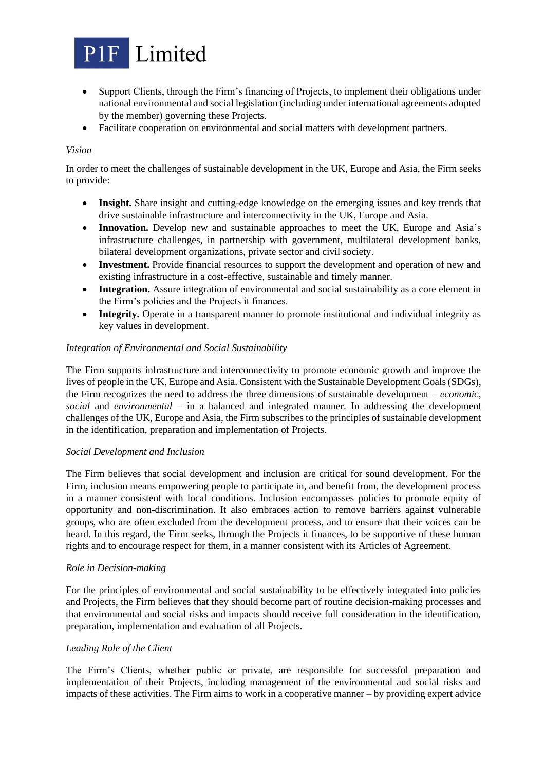- Support Clients, through the Firm's financing of Projects, to implement their obligations under national environmental and social legislation (including under international agreements adopted by the member) governing these Projects.
- Facilitate cooperation on environmental and social matters with development partners.

*Vision*

In order to meet the challenges of sustainable development in the UK, Europe and Asia, the Firm seeks to provide:

- **Insight.** Share insight and cutting-edge knowledge on the emerging issues and key trends that drive sustainable infrastructure and interconnectivity in the UK, Europe and Asia.
- **Innovation.** Develop new and sustainable approaches to meet the UK, Europe and Asia's infrastructure challenges, in partnership with government, multilateral development banks, bilateral development organizations, private sector and civil society.
- **Investment.** Provide financial resources to support the development and operation of new and existing infrastructure in a cost-effective, sustainable and timely manner.
- **Integration.** Assure integration of environmental and social sustainability as a core element in the Firm's policies and the Projects it finances.
- **Integrity.** Operate in a transparent manner to promote institutional and individual integrity as key values in development.

*Integration of Environmental and Social Sustainability*

The Firm supports infrastructure and interconnectivity to promote economic growth and improve the lives of people in the UK, Europe and Asia. Consistent with the Sustainable Development Goals (SDGs), the Firm recognizes the need to address the three dimensions of sustainable development – *economic*, *social* and *environmental* – in a balanced and integrated manner. In addressing the development challenges of the UK, Europe and Asia, the Firm subscribes to the principles of sustainable development in the identification, preparation and implementation of Projects.

*Social Development and Inclusion*

The Firm believes that social development and inclusion are critical for sound development. For the Firm, inclusion means empowering people to participate in, and benefit from, the development process in a manner consistent with local conditions. Inclusion encompasses policies to promote equity of opportunity and non-discrimination. It also embraces action to remove barriers against vulnerable groups, who are often excluded from the development process, and to ensure that their voices can be heard. In this regard, the Firm seeks, through the Projects it finances, to be supportive of these human rights and to encourage respect for them, in a manner consistent with its Articles of Agreement.

*Role in Decision-making*

For the principles of environmental and social sustainability to be effectively integrated into policies and Projects, the Firm believes that they should become part of routine decision-making processes and that environmental and social risks and impacts should receive full consideration in the identification, preparation, implementation and evaluation of all Projects.

*Leading Role of the Client*

The Firm's Clients, whether public or private, are responsible for successful preparation and implementation of their Projects, including management of the environmental and social risks and impacts of these activities. The Firm aims to work in a cooperative manner – by providing expert advice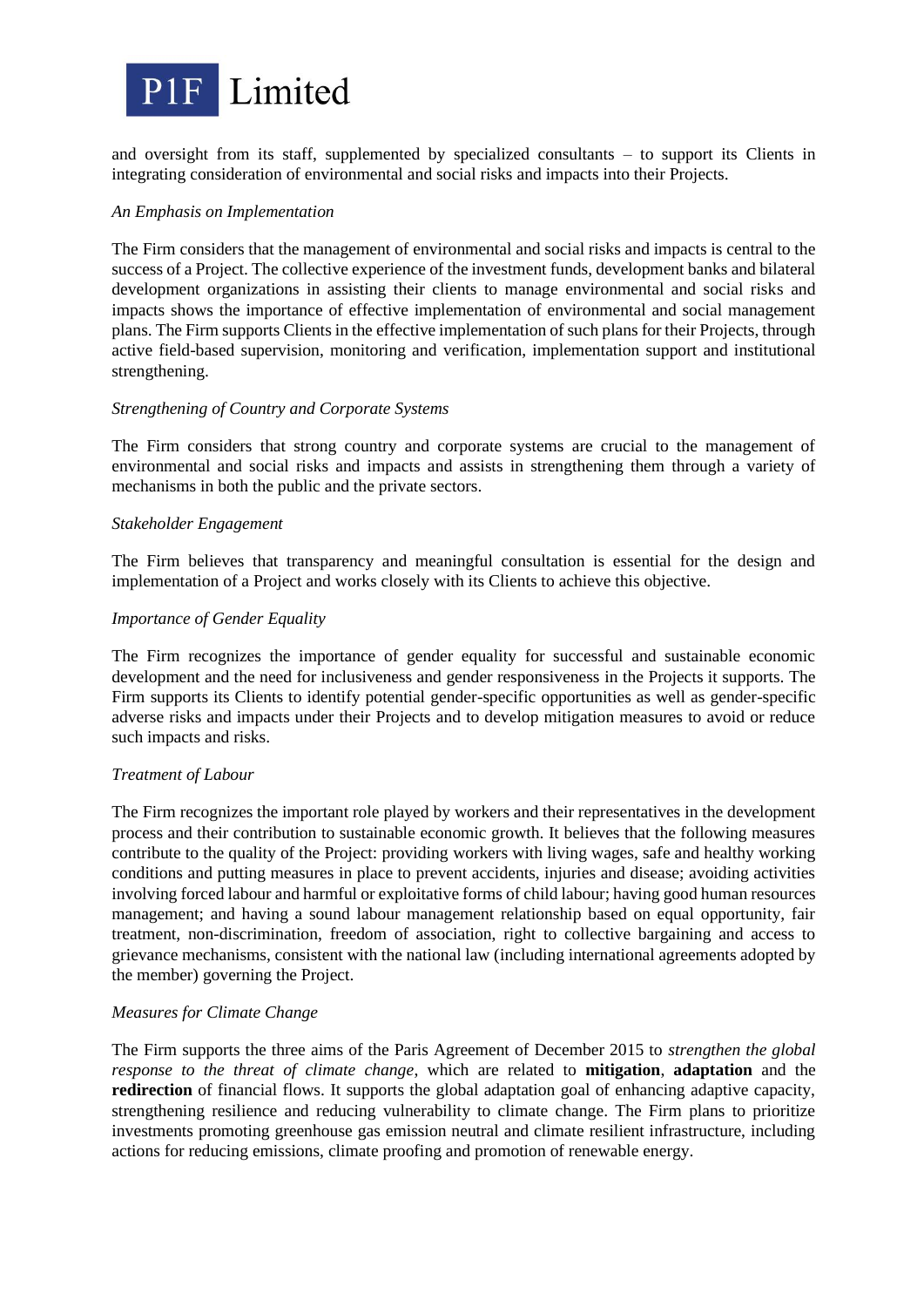and oversight from its staff, supplemented by specialized consultants – to support its Clients in integrating consideration of environmental and social risks and impacts into their Projects.

*An Emphasis on Implementation*

The Firm considers that the management of environmental and social risks and impacts is central to the success of a Project. The collective experience of the investment funds, development banks and bilateral development organizations in assisting their clients to manage environmental and social risks and impacts shows the importance of effective implementation of environmental and social management plans. The Firm supports Clients in the effective implementation of such plans for their Projects, through active field-based supervision, monitoring and verification, implementation support and institutional strengthening.

*Strengthening of Country and Corporate Systems*

The Firm considers that strong country and corporate systems are crucial to the management of environmental and social risks and impacts and assists in strengthening them through a variety of mechanisms in both the public and the private sectors.

*Stakeholder Engagement*

The Firm believes that transparency and meaningful consultation is essential for the design and implementation of a Project and works closely with its Clients to achieve this objective.

*Importance of Gender Equality*

The Firm recognizes the importance of gender equality for successful and sustainable economic development and the need for inclusiveness and gender responsiveness in the Projects it supports. The Firm supports its Clients to identify potential gender-specific opportunities as well as gender-specific adverse risks and impacts under their Projects and to develop mitigation measures to avoid or reduce such impacts and risks.

*Treatment of Labour*

The Firm recognizes the important role played by workers and their representatives in the development process and their contribution to sustainable economic growth. It believes that the following measures contribute to the quality of the Project: providing workers with living wages, safe and healthy working conditions and putting measures in place to prevent accidents, injuries and disease; avoiding activities involving forced labour and harmful or exploitative forms of child labour; having good human resources management; and having a sound labour management relationship based on equal opportunity, fair treatment, non-discrimination, freedom of association, right to collective bargaining and access to grievance mechanisms, consistent with the national law (including international agreements adopted by the member) governing the Project.

*Measures for Climate Change*

The Firm supports the three aims of the Paris Agreement of December 2015 to *strengthen the global response to the threat of climate change*, which are related to **mitigation**, **adaptation** and the **redirection** of financial flows. It supports the global adaptation goal of enhancing adaptive capacity, strengthening resilience and reducing vulnerability to climate change. The Firm plans to prioritize investments promoting greenhouse gas emission neutral and climate resilient infrastructure, including actions for reducing emissions, climate proofing and promotion of renewable energy.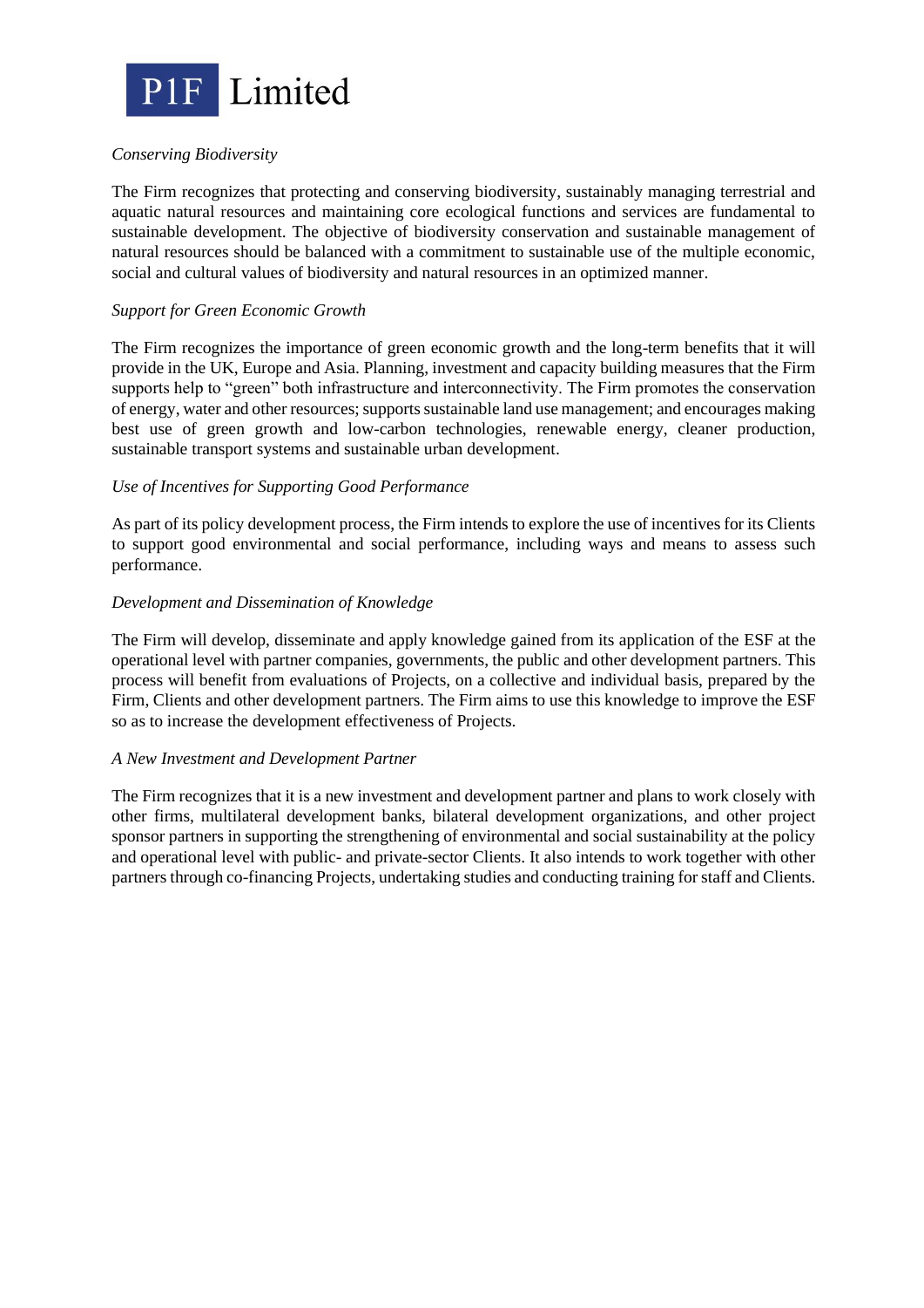*Conserving Biodiversity*

The Firm recognizes that protecting and conserving biodiversity, sustainably managing terrestrial and aquatic natural resources and maintaining core ecological functions and services are fundamental to sustainable development. The objective of biodiversity conservation and sustainable management of natural resources should be balanced with a commitment to sustainable use of the multiple economic, social and cultural values of biodiversity and natural resources in an optimized manner.

*Support for Green Economic Growth*

The Firm recognizes the importance of green economic growth and the long-term benefits that it will provide in the UK, Europe and Asia. Planning, investment and capacity building measures that the Firm supports help to "green" both infrastructure and interconnectivity. The Firm promotes the conservation of energy, water and other resources; supports sustainable land use management; and encourages making best use of green growth and low-carbon technologies, renewable energy, cleaner production, sustainable transport systems and sustainable urban development.

*Use of Incentives for Supporting Good Performance*

As part of its policy development process, the Firm intends to explore the use of incentives for its Clients to support good environmental and social performance, including ways and means to assess such performance.

*Development and Dissemination of Knowledge*

The Firm will develop, disseminate and apply knowledge gained from its application of the ESF at the operational level with partner companies, governments, the public and other development partners. This process will benefit from evaluations of Projects, on a collective and individual basis, prepared by the Firm, Clients and other development partners. The Firm aims to use this knowledge to improve the ESF so as to increase the development effectiveness of Projects.

*A New Investment and Development Partner*

The Firm recognizes that it is a new investment and development partner and plans to work closely with other firms, multilateral development banks, bilateral development organizations, and other project sponsor partners in supporting the strengthening of environmental and social sustainability at the policy and operational level with public- and private-sector Clients. It also intends to work together with other partners through co-financing Projects, undertaking studies and conducting training for staff and Clients.